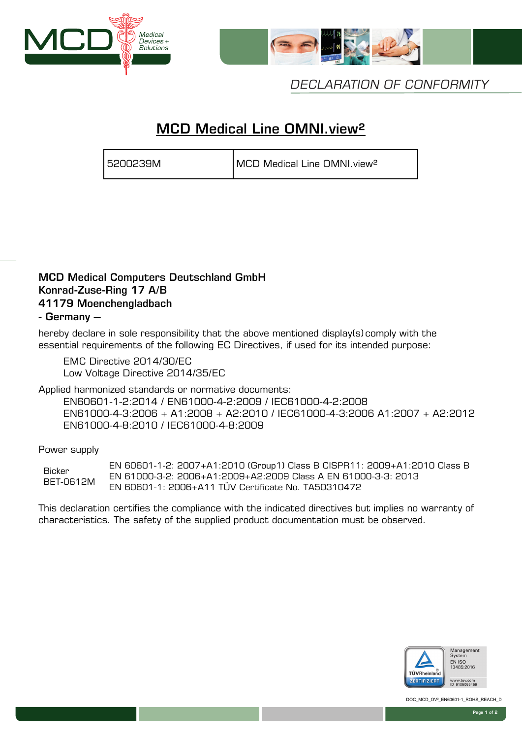DECLARATION OF CONFORMITY

# MCD Medical Line OMNI.view²

| 5200239M | MCD Medical Line OMNI.view² |
|---|---|

**MCD Medical Computers Deutschland GmbH**
**Konrad-Zuse-Ring 17 A/B**
**41179 Moenchengladbach**
- **Germany –**

hereby declare in sole responsibility that the above mentioned display(s) comply with the essential requirements of the following EC Directives, if used for its intended purpose:

EMC Directive 2014/30/EC
Low Voltage Directive 2014/35/EC

Applied harmonized standards or normative documents:

EN60601-1-2:2014 / EN61000-4-2:2009 / IEC61000-4-2:2008
EN61000-4-3:2006 + A1:2008 + A2:2010 / IEC61000-4-3:2006 A1:2007 + A2:2012
EN61000-4-8:2010 / IEC61000-4-8:2009

Power supply

| Bicker BET-0612M | EN 60601-1-2: 2007+A1:2010 (Group1) Class B CISPR11: 2009+A1:2010 Class B<br>EN 61000-3-2: 2006+A1:2009+A2:2009 Class A EN 61000-3-3: 2013<br>EN 60601-1: 2006+A11 TÜV Certificate No. TA50310472 |
|---|---|

This declaration certifies the compliance with the indicated directives but implies no warranty of characteristics. The safety of the supplied product documentation must be observed.

TÜVRheinland ZERTIFIZIERT – Management System EN ISO 13485:2016 – www.tuv.com ID 9105055459

DOC_MCD_OV²_EN60601-1_ROHS_REACH_D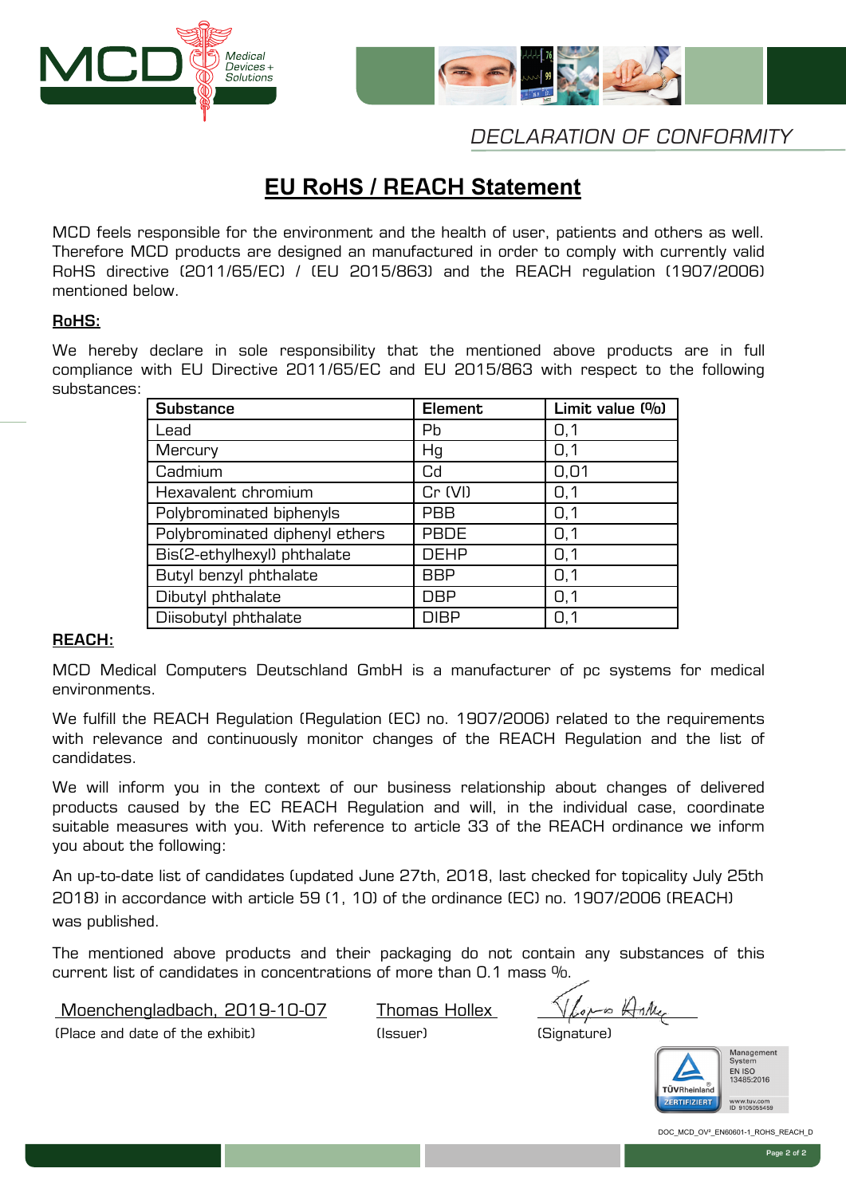DECLARATION OF CONFORMITY

# EU RoHS / REACH Statement

MCD feels responsible for the environment and the health of user, patients and others as well. Therefore MCD products are designed an manufactured in order to comply with currently valid RoHS directive (2011/65/EC) / (EU 2015/863) and the REACH regulation (1907/2006) mentioned below.

## RoHS:

We hereby declare in sole responsibility that the mentioned above products are in full compliance with EU Directive 2011/65/EC and EU 2015/863 with respect to the following substances:

| Substance | Element | Limit value (%) |
|---|---|---|
| Lead | Pb | 0,1 |
| Mercury | Hg | 0,1 |
| Cadmium | Cd | 0,01 |
| Hexavalent chromium | Cr (VI) | 0,1 |
| Polybrominated biphenyls | PBB | 0,1 |
| Polybrominated diphenyl ethers | PBDE | 0,1 |
| Bis(2-ethylhexyl) phthalate | DEHP | 0,1 |
| Butyl benzyl phthalate | BBP | 0,1 |
| Dibutyl phthalate | DBP | 0,1 |
| Diisobutyl phthalate | DIBP | 0,1 |

## REACH:

MCD Medical Computers Deutschland GmbH is a manufacturer of pc systems for medical environments.

We fulfill the REACH Regulation (Regulation (EC) no. 1907/2006) related to the requirements with relevance and continuously monitor changes of the REACH Regulation and the list of candidates.

We will inform you in the context of our business relationship about changes of delivered products caused by the EC REACH Regulation and will, in the individual case, coordinate suitable measures with you. With reference to article 33 of the REACH ordinance we inform you about the following:

An up-to-date list of candidates (updated June 27th, 2018, last checked for topicality July 25th 2018) in accordance with article 59 (1, 10) of the ordinance (EC) no. 1907/2006 (REACH) was published.

The mentioned above products and their packaging do not contain any substances of this current list of candidates in concentrations of more than 0.1 mass %.

Moenchengladbach, 2019-10-07 — (Place and date of the exhibit)

Thomas Hollex — (Issuer)

(Signature)

Management System EN ISO 13485:2016
TÜVRheinland ZERTIFIZIERT
www.tuv.com ID 9105055459

DOC_MCD_OV²_EN60601-1_ROHS_REACH_D